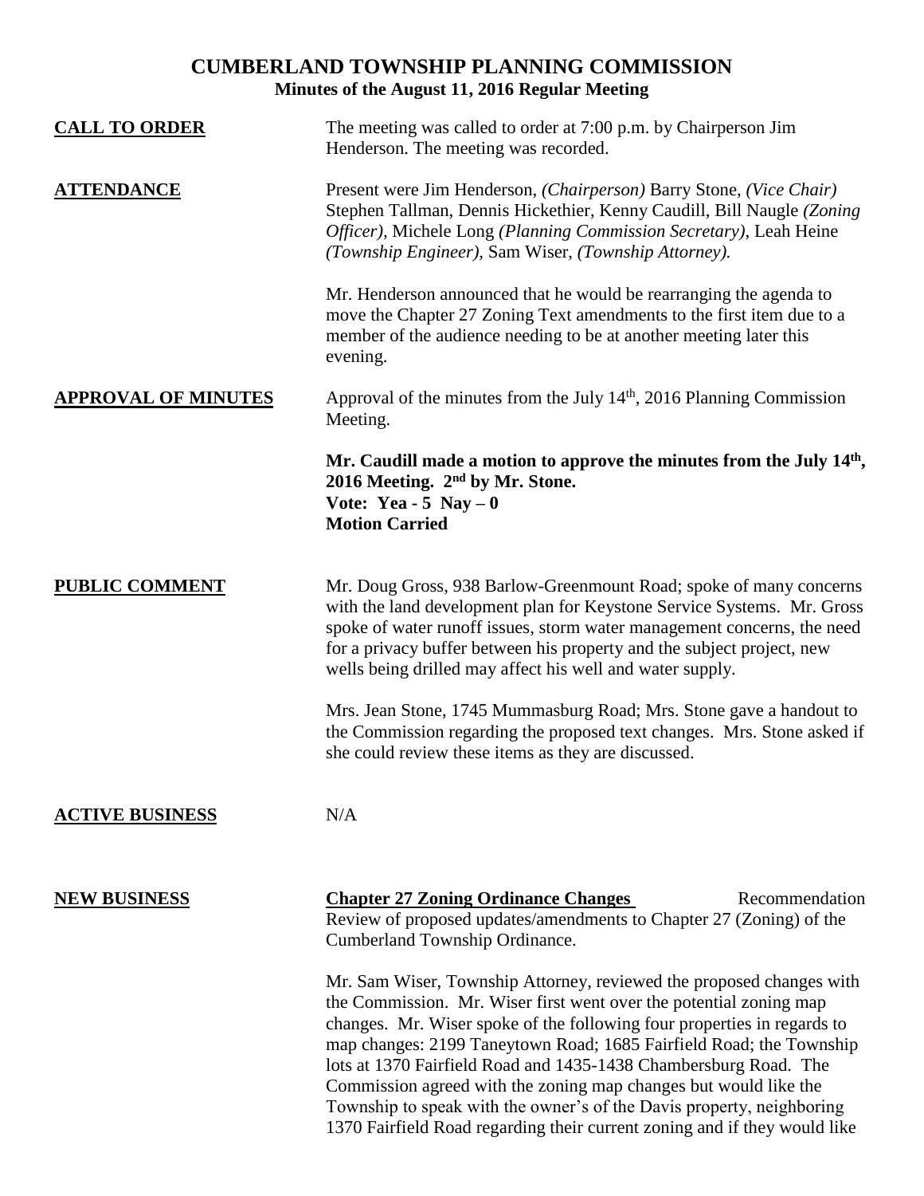# CUMBERLAND TOWNSHIP PLANNING COMMISSION

## Minutes of the August 11, 2016 Regular Meeting

**CALL TO ORDER**

The meeting was called to order at 7:00 p.m. by Chairperson Jim Henderson. The meeting was recorded.

**ATTENDANCE**

Present were Jim Henderson, *(Chairperson)* Barry Stone, *(Vice Chair)* Stephen Tallman, Dennis Hickethier, Kenny Caudill, Bill Naugle *(Zoning Officer)*, Michele Long *(Planning Commission Secretary)*, Leah Heine *(Township Engineer)*, Sam Wiser, *(Township Attorney).*

Mr. Henderson announced that he would be rearranging the agenda to move the Chapter 27 Zoning Text amendments to the first item due to a member of the audience needing to be at another meeting later this evening.

**APPROVAL OF MINUTES**

Approval of the minutes from the July 14th, 2016 Planning Commission Meeting.

**Mr. Caudill made a motion to approve the minutes from the July 14th, 2016 Meeting. 2nd by Mr. Stone.**
**Vote: Yea - 5 Nay – 0**
**Motion Carried**

**PUBLIC COMMENT**

Mr. Doug Gross, 938 Barlow-Greenmount Road; spoke of many concerns with the land development plan for Keystone Service Systems. Mr. Gross spoke of water runoff issues, storm water management concerns, the need for a privacy buffer between his property and the subject project, new wells being drilled may affect his well and water supply.

Mrs. Jean Stone, 1745 Mummasburg Road; Mrs. Stone gave a handout to the Commission regarding the proposed text changes. Mrs. Stone asked if she could review these items as they are discussed.

**ACTIVE BUSINESS**

N/A

**NEW BUSINESS**

**Chapter 27 Zoning Ordinance Changes** Recommendation

Review of proposed updates/amendments to Chapter 27 (Zoning) of the Cumberland Township Ordinance.

Mr. Sam Wiser, Township Attorney, reviewed the proposed changes with the Commission. Mr. Wiser first went over the potential zoning map changes. Mr. Wiser spoke of the following four properties in regards to map changes: 2199 Taneytown Road; 1685 Fairfield Road; the Township lots at 1370 Fairfield Road and 1435-1438 Chambersburg Road. The Commission agreed with the zoning map changes but would like the Township to speak with the owner's of the Davis property, neighboring 1370 Fairfield Road regarding their current zoning and if they would like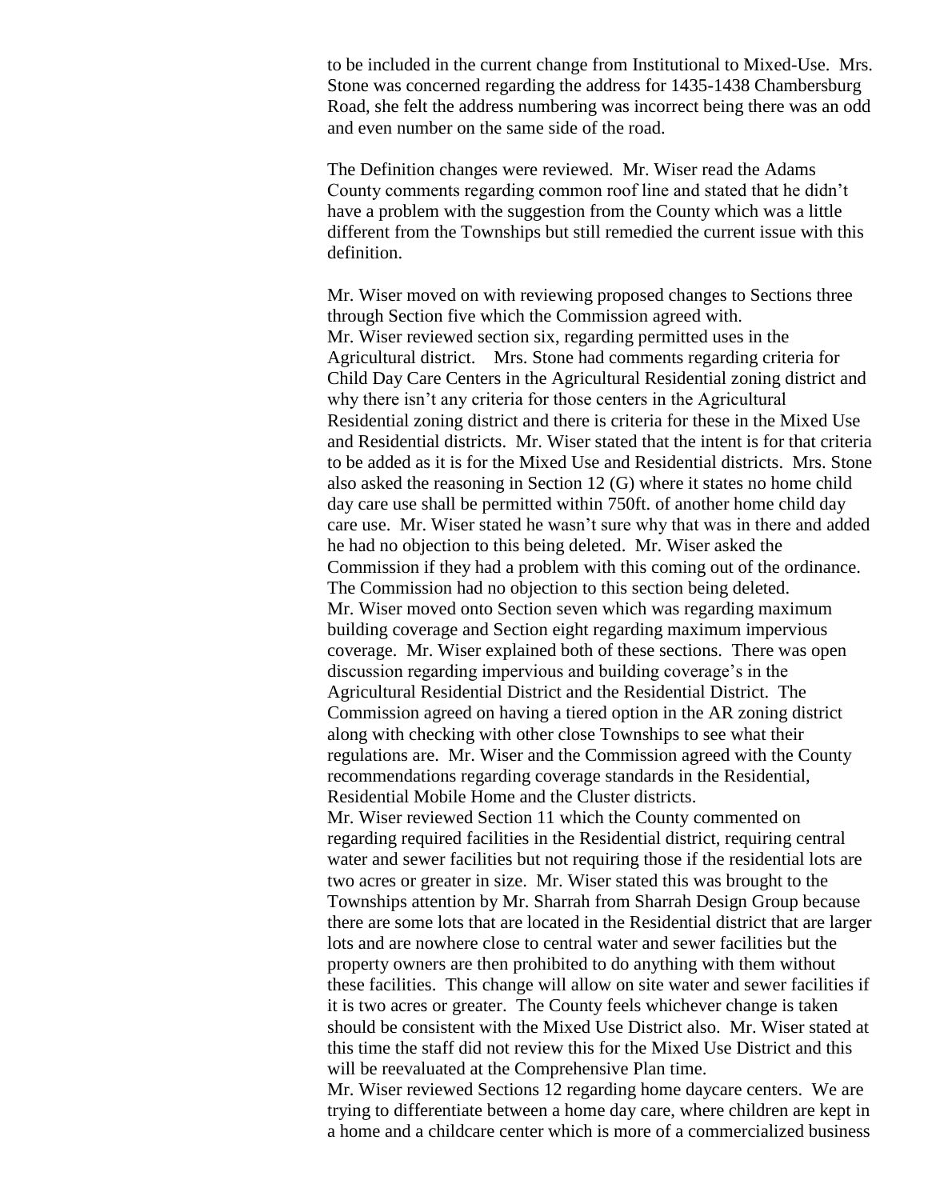to be included in the current change from Institutional to Mixed-Use. Mrs. Stone was concerned regarding the address for 1435-1438 Chambersburg Road, she felt the address numbering was incorrect being there was an odd and even number on the same side of the road.

The Definition changes were reviewed. Mr. Wiser read the Adams County comments regarding common roof line and stated that he didn't have a problem with the suggestion from the County which was a little different from the Townships but still remedied the current issue with this definition.

Mr. Wiser moved on with reviewing proposed changes to Sections three through Section five which the Commission agreed with.
Mr. Wiser reviewed section six, regarding permitted uses in the Agricultural district. Mrs. Stone had comments regarding criteria for Child Day Care Centers in the Agricultural Residential zoning district and why there isn't any criteria for those centers in the Agricultural Residential zoning district and there is criteria for these in the Mixed Use and Residential districts. Mr. Wiser stated that the intent is for that criteria to be added as it is for the Mixed Use and Residential districts. Mrs. Stone also asked the reasoning in Section 12 (G) where it states no home child day care use shall be permitted within 750ft. of another home child day care use. Mr. Wiser stated he wasn't sure why that was in there and added he had no objection to this being deleted. Mr. Wiser asked the Commission if they had a problem with this coming out of the ordinance. The Commission had no objection to this section being deleted.
Mr. Wiser moved onto Section seven which was regarding maximum building coverage and Section eight regarding maximum impervious coverage. Mr. Wiser explained both of these sections. There was open discussion regarding impervious and building coverage's in the Agricultural Residential District and the Residential District. The Commission agreed on having a tiered option in the AR zoning district along with checking with other close Townships to see what their regulations are. Mr. Wiser and the Commission agreed with the County recommendations regarding coverage standards in the Residential, Residential Mobile Home and the Cluster districts.
Mr. Wiser reviewed Section 11 which the County commented on regarding required facilities in the Residential district, requiring central water and sewer facilities but not requiring those if the residential lots are two acres or greater in size. Mr. Wiser stated this was brought to the Townships attention by Mr. Sharrah from Sharrah Design Group because there are some lots that are located in the Residential district that are larger lots and are nowhere close to central water and sewer facilities but the property owners are then prohibited to do anything with them without these facilities. This change will allow on site water and sewer facilities if it is two acres or greater. The County feels whichever change is taken should be consistent with the Mixed Use District also. Mr. Wiser stated at this time the staff did not review this for the Mixed Use District and this will be reevaluated at the Comprehensive Plan time.
Mr. Wiser reviewed Sections 12 regarding home daycare centers. We are trying to differentiate between a home day care, where children are kept in a home and a childcare center which is more of a commercialized business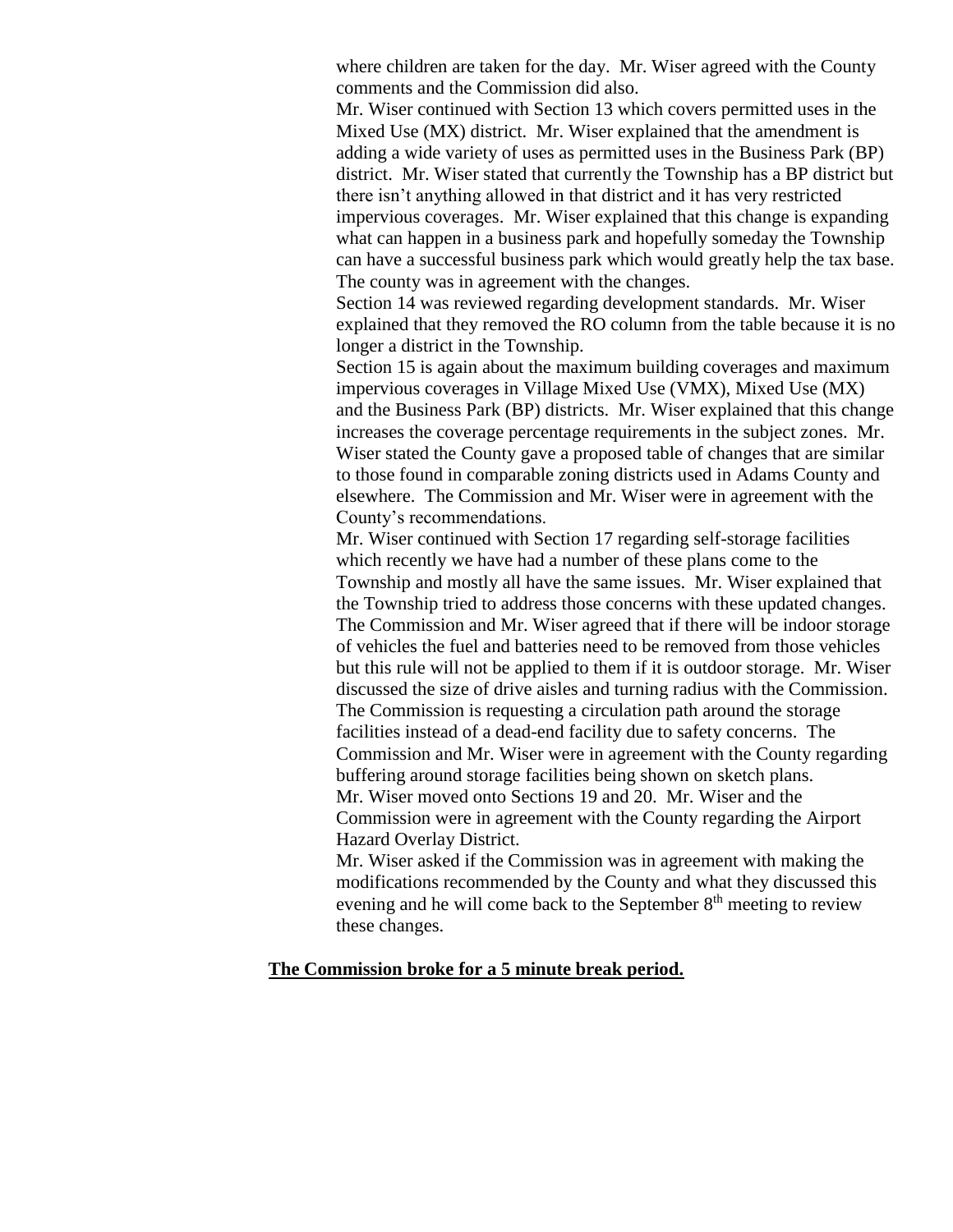where children are taken for the day. Mr. Wiser agreed with the County comments and the Commission did also.

Mr. Wiser continued with Section 13 which covers permitted uses in the Mixed Use (MX) district. Mr. Wiser explained that the amendment is adding a wide variety of uses as permitted uses in the Business Park (BP) district. Mr. Wiser stated that currently the Township has a BP district but there isn't anything allowed in that district and it has very restricted impervious coverages. Mr. Wiser explained that this change is expanding what can happen in a business park and hopefully someday the Township can have a successful business park which would greatly help the tax base. The county was in agreement with the changes.

Section 14 was reviewed regarding development standards. Mr. Wiser explained that they removed the RO column from the table because it is no longer a district in the Township.

Section 15 is again about the maximum building coverages and maximum impervious coverages in Village Mixed Use (VMX), Mixed Use (MX) and the Business Park (BP) districts. Mr. Wiser explained that this change increases the coverage percentage requirements in the subject zones. Mr. Wiser stated the County gave a proposed table of changes that are similar to those found in comparable zoning districts used in Adams County and elsewhere. The Commission and Mr. Wiser were in agreement with the County's recommendations.

Mr. Wiser continued with Section 17 regarding self-storage facilities which recently we have had a number of these plans come to the Township and mostly all have the same issues. Mr. Wiser explained that the Township tried to address those concerns with these updated changes. The Commission and Mr. Wiser agreed that if there will be indoor storage of vehicles the fuel and batteries need to be removed from those vehicles but this rule will not be applied to them if it is outdoor storage. Mr. Wiser discussed the size of drive aisles and turning radius with the Commission. The Commission is requesting a circulation path around the storage facilities instead of a dead-end facility due to safety concerns. The Commission and Mr. Wiser were in agreement with the County regarding buffering around storage facilities being shown on sketch plans.

Mr. Wiser moved onto Sections 19 and 20. Mr. Wiser and the Commission were in agreement with the County regarding the Airport Hazard Overlay District.

Mr. Wiser asked if the Commission was in agreement with making the modifications recommended by the County and what they discussed this evening and he will come back to the September 8th meeting to review these changes.

**The Commission broke for a 5 minute break period.**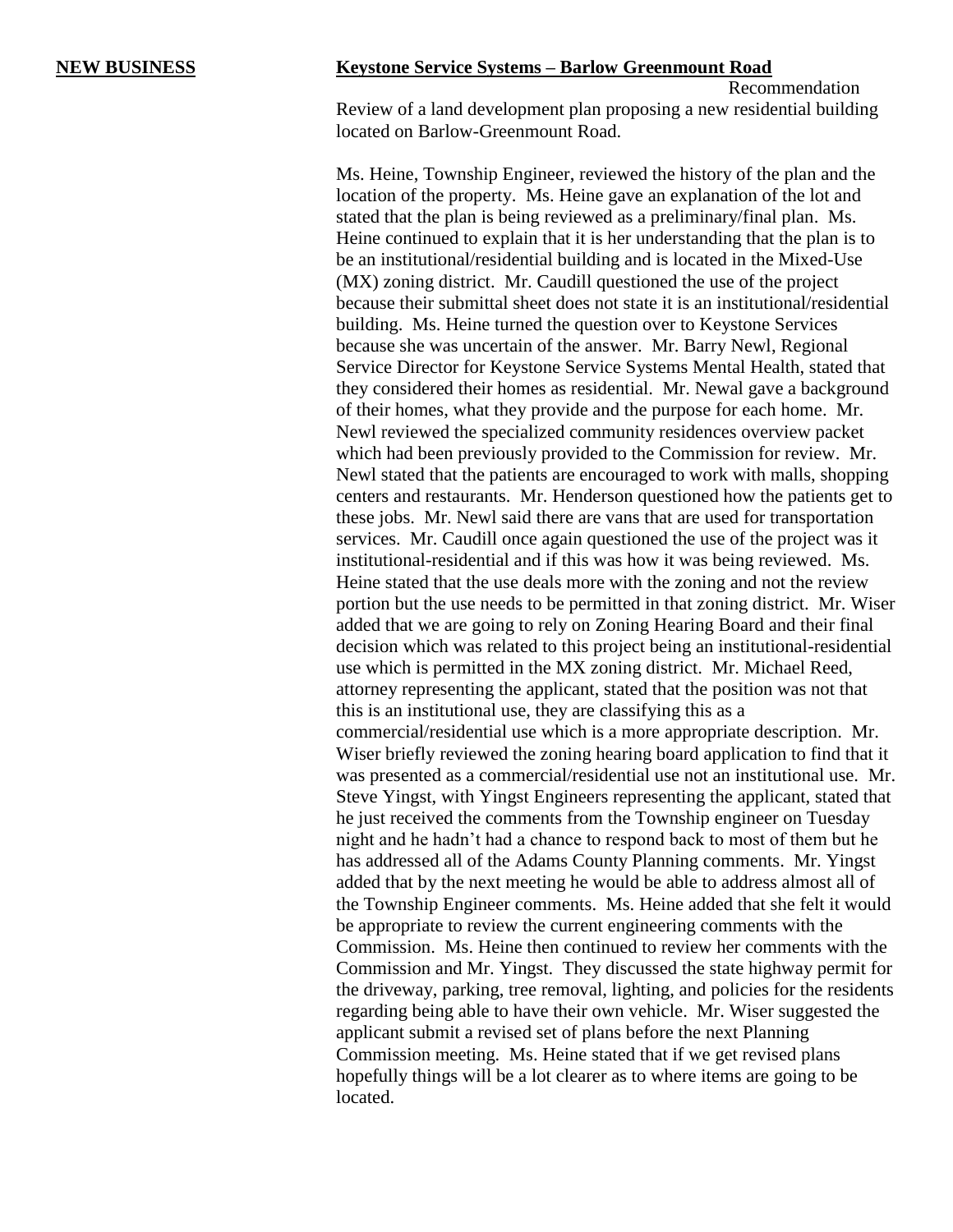**NEW BUSINESS** **Keystone Service Systems – Barlow Greenmount Road**

Recommendation

Review of a land development plan proposing a new residential building located on Barlow-Greenmount Road.

Ms. Heine, Township Engineer, reviewed the history of the plan and the location of the property. Ms. Heine gave an explanation of the lot and stated that the plan is being reviewed as a preliminary/final plan. Ms. Heine continued to explain that it is her understanding that the plan is to be an institutional/residential building and is located in the Mixed-Use (MX) zoning district. Mr. Caudill questioned the use of the project because their submittal sheet does not state it is an institutional/residential building. Ms. Heine turned the question over to Keystone Services because she was uncertain of the answer. Mr. Barry Newl, Regional Service Director for Keystone Service Systems Mental Health, stated that they considered their homes as residential. Mr. Newal gave a background of their homes, what they provide and the purpose for each home. Mr. Newl reviewed the specialized community residences overview packet which had been previously provided to the Commission for review. Mr. Newl stated that the patients are encouraged to work with malls, shopping centers and restaurants. Mr. Henderson questioned how the patients get to these jobs. Mr. Newl said there are vans that are used for transportation services. Mr. Caudill once again questioned the use of the project was it institutional-residential and if this was how it was being reviewed. Ms. Heine stated that the use deals more with the zoning and not the review portion but the use needs to be permitted in that zoning district. Mr. Wiser added that we are going to rely on Zoning Hearing Board and their final decision which was related to this project being an institutional-residential use which is permitted in the MX zoning district. Mr. Michael Reed, attorney representing the applicant, stated that the position was not that this is an institutional use, they are classifying this as a commercial/residential use which is a more appropriate description. Mr. Wiser briefly reviewed the zoning hearing board application to find that it was presented as a commercial/residential use not an institutional use. Mr. Steve Yingst, with Yingst Engineers representing the applicant, stated that he just received the comments from the Township engineer on Tuesday night and he hadn't had a chance to respond back to most of them but he has addressed all of the Adams County Planning comments. Mr. Yingst added that by the next meeting he would be able to address almost all of the Township Engineer comments. Ms. Heine added that she felt it would be appropriate to review the current engineering comments with the Commission. Ms. Heine then continued to review her comments with the Commission and Mr. Yingst. They discussed the state highway permit for the driveway, parking, tree removal, lighting, and policies for the residents regarding being able to have their own vehicle. Mr. Wiser suggested the applicant submit a revised set of plans before the next Planning Commission meeting. Ms. Heine stated that if we get revised plans hopefully things will be a lot clearer as to where items are going to be located.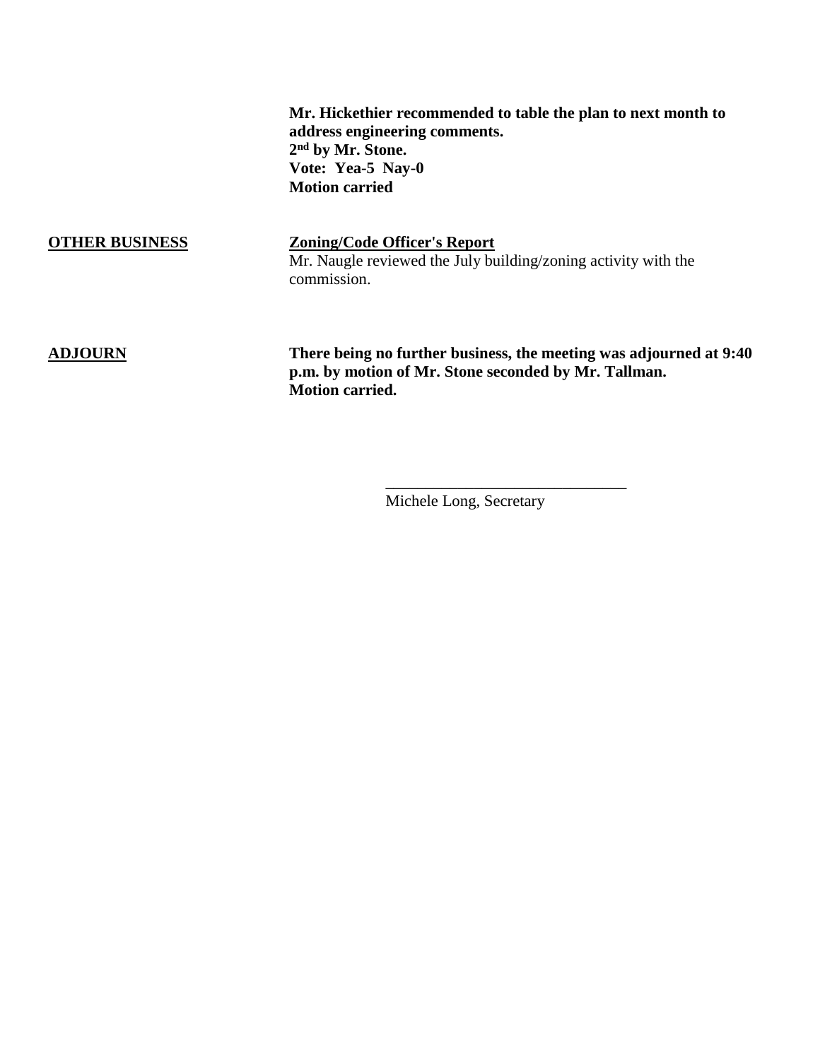**Mr. Hickethier recommended to table the plan to next month to address engineering comments.**
**2nd by Mr. Stone.**
**Vote: Yea-5 Nay-0**
**Motion carried**

**OTHER BUSINESS**

**Zoning/Code Officer's Report**

Mr. Naugle reviewed the July building/zoning activity with the commission.

**ADJOURN**

**There being no further business, the meeting was adjourned at 9:40 p.m. by motion of Mr. Stone seconded by Mr. Tallman.**
**Motion carried.**

_______________________________

Michele Long, Secretary